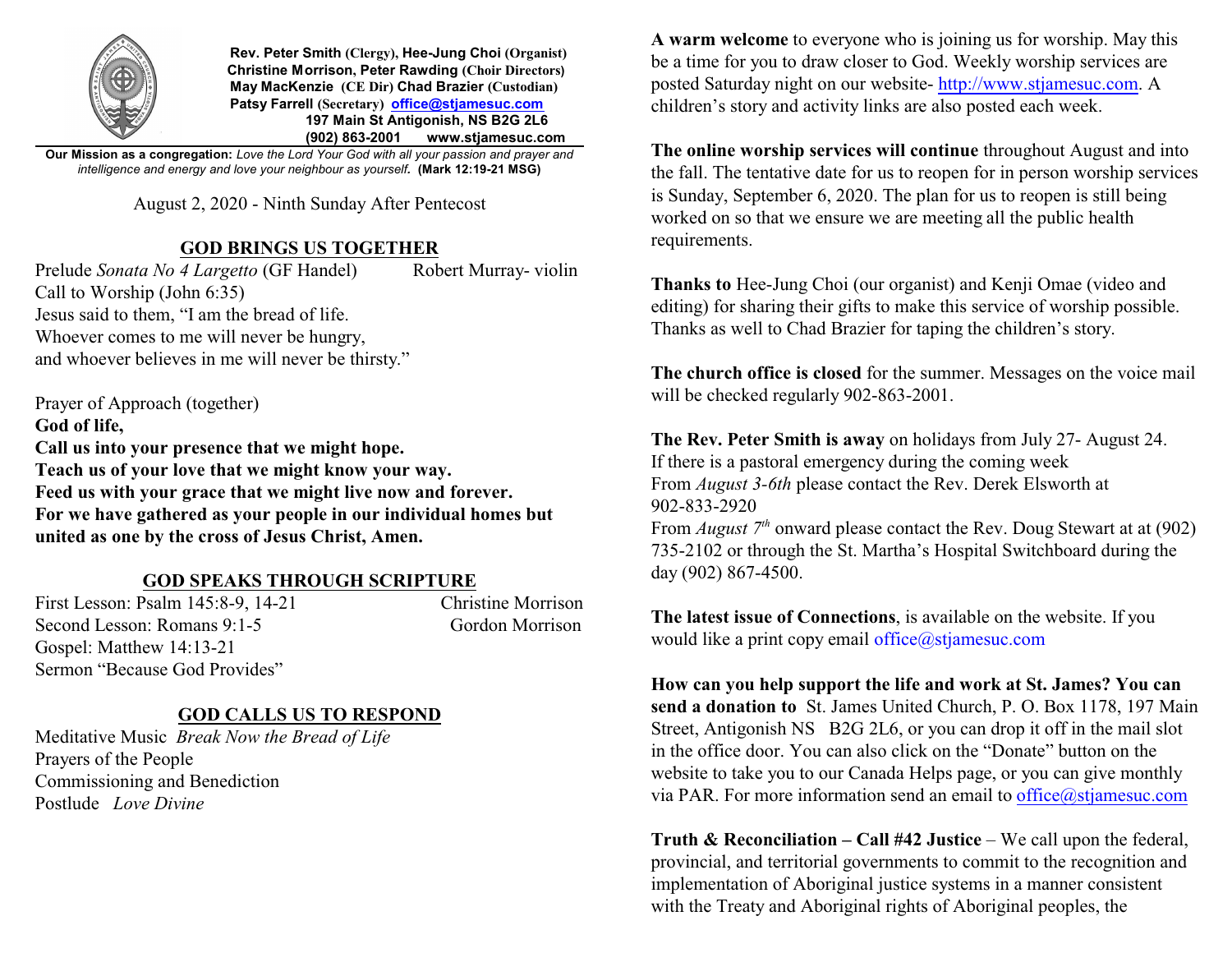**Rev. Peter Smith** (Clergy), **Hee-Jung Choi** (Organist)
**Christine Morrison, Peter Rawding** (Choir Directors)
**May MacKenzie** (CE Dir) **Chad Brazier** (Custodian)
**Patsy Farrell** (Secretary) **office@stjamesuc.com**
**197 Main St Antigonish, NS B2G 2L6**
**(902) 863-2001 www.stjamesuc.com**

**Our Mission as a congregation:** *Love the Lord Your God with all your passion and prayer and intelligence and energy and love your neighbour as yourself.* **(Mark 12:19-21 MSG)**

August 2, 2020 - Ninth Sunday After Pentecost

## GOD BRINGS US TOGETHER

Prelude *Sonata No 4 Largetto* (GF Handel) Robert Murray- violin

Call to Worship (John 6:35)
Jesus said to them, "I am the bread of life.
Whoever comes to me will never be hungry,
and whoever believes in me will never be thirsty."

Prayer of Approach (together)
**God of life,**
**Call us into your presence that we might hope.**
**Teach us of your love that we might know your way.**
**Feed us with your grace that we might live now and forever.**
**For we have gathered as your people in our individual homes but united as one by the cross of Jesus Christ, Amen.**

## GOD SPEAKS THROUGH SCRIPTURE

First Lesson: Psalm 145:8-9, 14-21 Christine Morrison
Second Lesson: Romans 9:1-5 Gordon Morrison
Gospel: Matthew 14:13-21
Sermon "Because God Provides"

## GOD CALLS US TO RESPOND

Meditative Music *Break Now the Bread of Life*
Prayers of the People
Commissioning and Benediction
Postlude *Love Divine*

**A warm welcome** to everyone who is joining us for worship. May this be a time for you to draw closer to God. Weekly worship services are posted Saturday night on our website- http://www.stjamesuc.com. A children's story and activity links are also posted each week.

**The online worship services will continue** throughout August and into the fall. The tentative date for us to reopen for in person worship services is Sunday, September 6, 2020. The plan for us to reopen is still being worked on so that we ensure we are meeting all the public health requirements.

**Thanks to** Hee-Jung Choi (our organist) and Kenji Omae (video and editing) for sharing their gifts to make this service of worship possible. Thanks as well to Chad Brazier for taping the children's story.

**The church office is closed** for the summer. Messages on the voice mail will be checked regularly 902-863-2001.

**The Rev. Peter Smith is away** on holidays from July 27- August 24.
If there is a pastoral emergency during the coming week
From *August 3-6th* please contact the Rev. Derek Elsworth at 902-833-2920
From *August 7th* onward please contact the Rev. Doug Stewart at at (902) 735-2102 or through the St. Martha's Hospital Switchboard during the day (902) 867-4500.

**The latest issue of Connections**, is available on the website. If you would like a print copy email office@stjamesuc.com

**How can you help support the life and work at St. James? You can send a donation to** St. James United Church, P. O. Box 1178, 197 Main Street, Antigonish NS B2G 2L6, or you can drop it off in the mail slot in the office door. You can also click on the "Donate" button on the website to take you to our Canada Helps page, or you can give monthly via PAR. For more information send an email to office@stjamesuc.com

**Truth & Reconciliation – Call #42 Justice** – We call upon the federal, provincial, and territorial governments to commit to the recognition and implementation of Aboriginal justice systems in a manner consistent with the Treaty and Aboriginal rights of Aboriginal peoples, the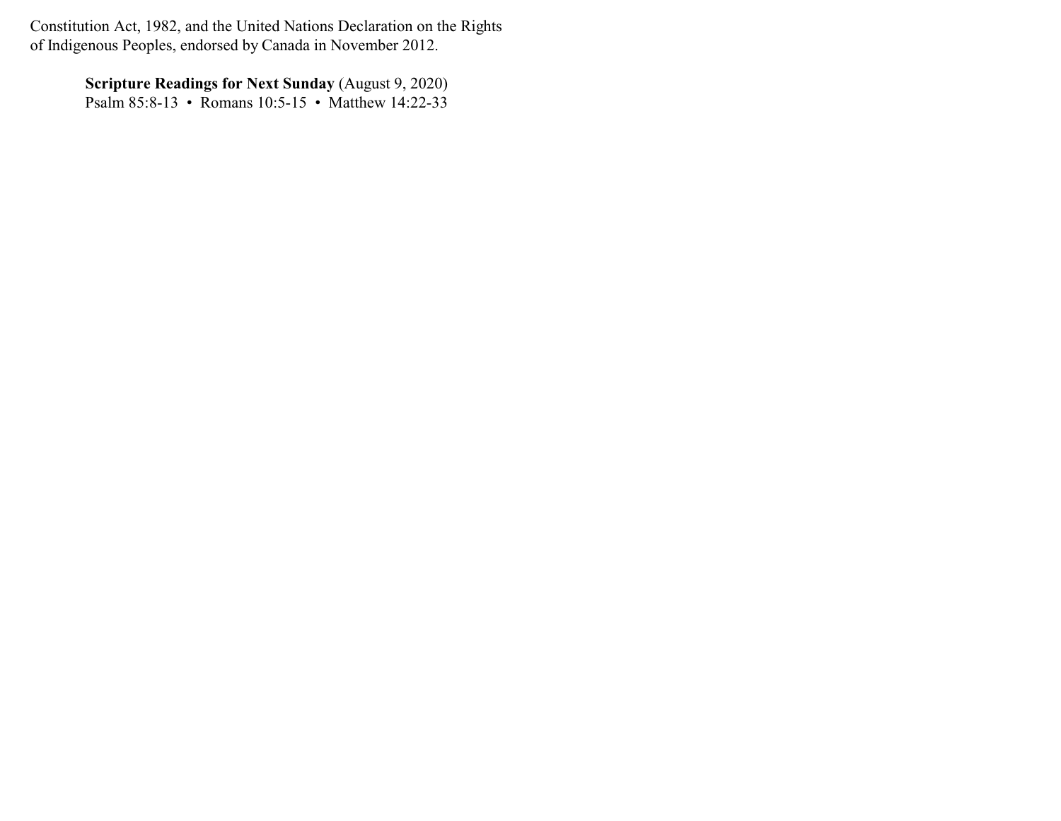Constitution Act, 1982, and the United Nations Declaration on the Rights of Indigenous Peoples, endorsed by Canada in November 2012.

**Scripture Readings for Next Sunday** (August 9, 2020)
Psalm 85:8-13 • Romans 10:5-15 • Matthew 14:22-33